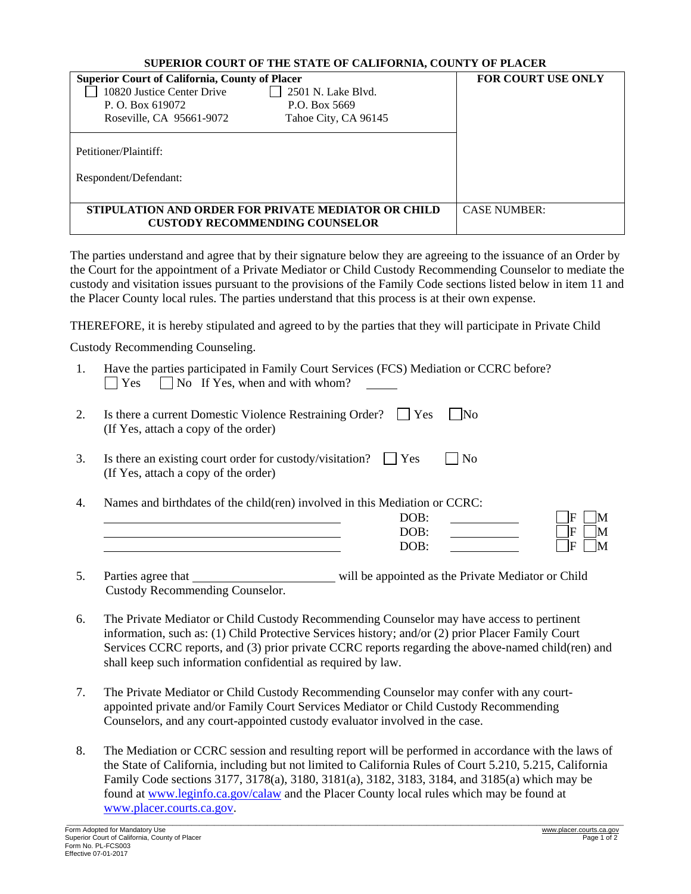**SUPERIOR COURT OF THE STATE OF CALIFORNIA, COUNTY OF PLACER**

| **Superior Court of California, County of Placer** | **FOR COURT USE ONLY** |
|---|---|
| ☐ 10820 Justice Center Drive, P. O. Box 619072, Roseville, CA 95661-9072 ☐ 2501 N. Lake Blvd., P.O. Box 5669, Tahoe City, CA 96145 | |
| Petitioner/Plaintiff: <br> Respondent/Defendant: | |
| **STIPULATION AND ORDER FOR PRIVATE MEDIATOR OR CHILD CUSTODY RECOMMENDING COUNSELOR** | CASE NUMBER: |

The parties understand and agree that by their signature below they are agreeing to the issuance of an Order by the Court for the appointment of a Private Mediator or Child Custody Recommending Counselor to mediate the custody and visitation issues pursuant to the provisions of the Family Code sections listed below in item 11 and the Placer County local rules. The parties understand that this process is at their own expense.

THEREFORE, it is hereby stipulated and agreed to by the parties that they will participate in Private Child Custody Recommending Counseling.

1. Have the parties participated in Family Court Services (FCS) Mediation or CCRC before?
   ☐ Yes ☐ No If Yes, when and with whom? \_\_\_\_\_

2. Is there a current Domestic Violence Restraining Order? ☐ Yes ☐ No
   (If Yes, attach a copy of the order)

3. Is there an existing court order for custody/visitation? ☐ Yes ☐ No
   (If Yes, attach a copy of the order)

4. Names and birthdates of the child(ren) involved in this Mediation or CCRC:
   \_\_\_\_\_\_\_\_\_\_\_\_\_\_\_\_\_\_\_\_ DOB: \_\_\_\_\_\_\_\_ ☐F ☐M
   \_\_\_\_\_\_\_\_\_\_\_\_\_\_\_\_\_\_\_\_ DOB: \_\_\_\_\_\_\_\_ ☐F ☐M
   \_\_\_\_\_\_\_\_\_\_\_\_\_\_\_\_\_\_\_\_ DOB: \_\_\_\_\_\_\_\_ ☐F ☐M

5. Parties agree that \_\_\_\_\_\_\_\_\_\_\_\_\_\_\_\_\_\_\_\_ will be appointed as the Private Mediator or Child Custody Recommending Counselor.

6. The Private Mediator or Child Custody Recommending Counselor may have access to pertinent information, such as: (1) Child Protective Services history; and/or (2) prior Placer Family Court Services CCRC reports, and (3) prior private CCRC reports regarding the above-named child(ren) and shall keep such information confidential as required by law.

7. The Private Mediator or Child Custody Recommending Counselor may confer with any court-appointed private and/or Family Court Services Mediator or Child Custody Recommending Counselors, and any court-appointed custody evaluator involved in the case.

8. The Mediation or CCRC session and resulting report will be performed in accordance with the laws of the State of California, including but not limited to California Rules of Court 5.210, 5.215, California Family Code sections 3177, 3178(a), 3180, 3181(a), 3182, 3183, 3184, and 3185(a) which may be found at www.leginfo.ca.gov/calaw and the Placer County local rules which may be found at www.placer.courts.ca.gov.

Form Adopted for Mandatory Use
Superior Court of California, County of Placer
Form No. PL-FCS003
Effective 07-01-2017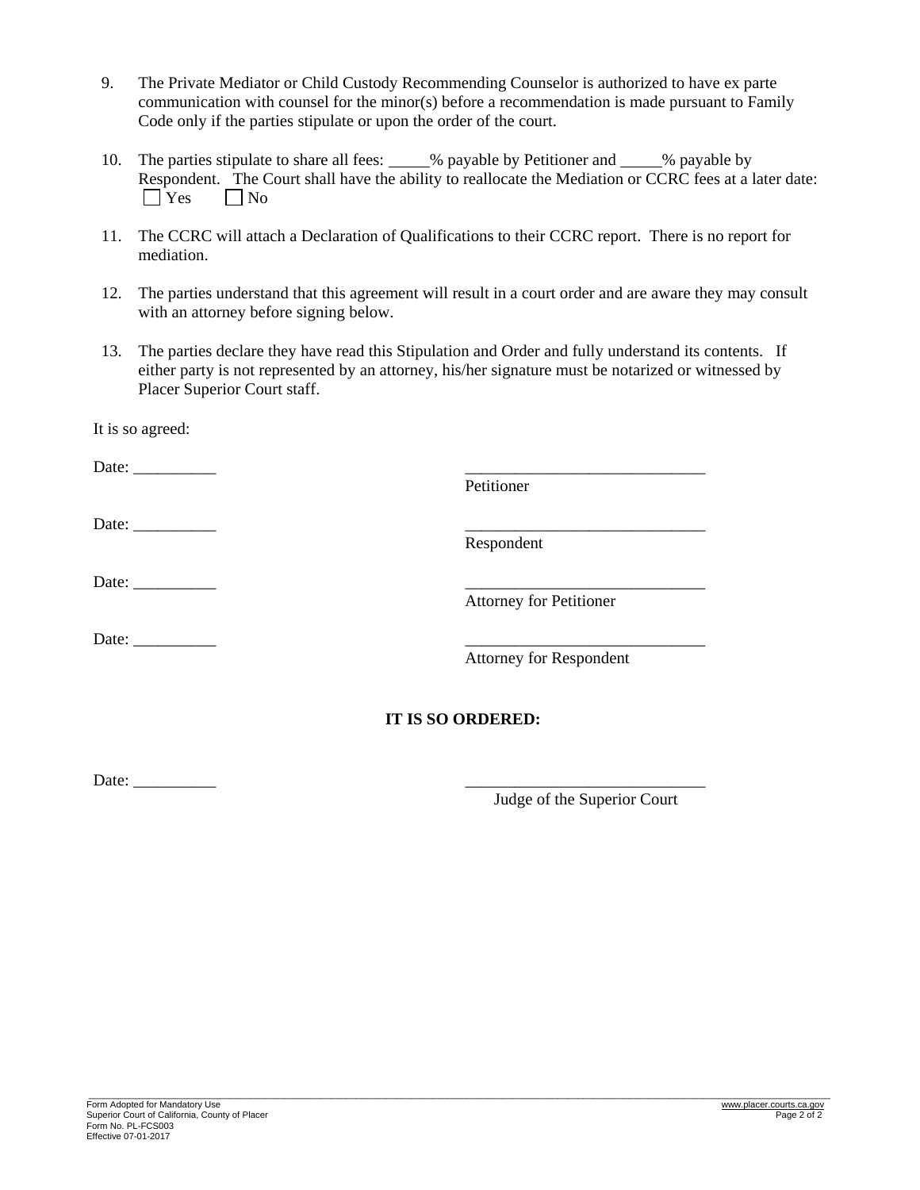9. The Private Mediator or Child Custody Recommending Counselor is authorized to have ex parte communication with counsel for the minor(s) before a recommendation is made pursuant to Family Code only if the parties stipulate or upon the order of the court.

10. The parties stipulate to share all fees: _____% payable by Petitioner and _____% payable by Respondent. The Court shall have the ability to reallocate the Mediation or CCRC fees at a later date: ☐ Yes ☐ No

11. The CCRC will attach a Declaration of Qualifications to their CCRC report. There is no report for mediation.

12. The parties understand that this agreement will result in a court order and are aware they may consult with an attorney before signing below.

13. The parties declare they have read this Stipulation and Order and fully understand its contents. If either party is not represented by an attorney, his/her signature must be notarized or witnessed by Placer Superior Court staff.

It is so agreed:

Date: __________ _____________________________
Petitioner

Date: __________ _____________________________
Respondent

Date: __________ _____________________________
Attorney for Petitioner

Date: __________ _____________________________
Attorney for Respondent

**IT IS SO ORDERED:**

Date: __________ _____________________________
Judge of the Superior Court

Form Adopted for Mandatory Use
Superior Court of California, County of Placer
Form No. PL-FCS003
Effective 07-01-2017

www.placer.courts.ca.gov